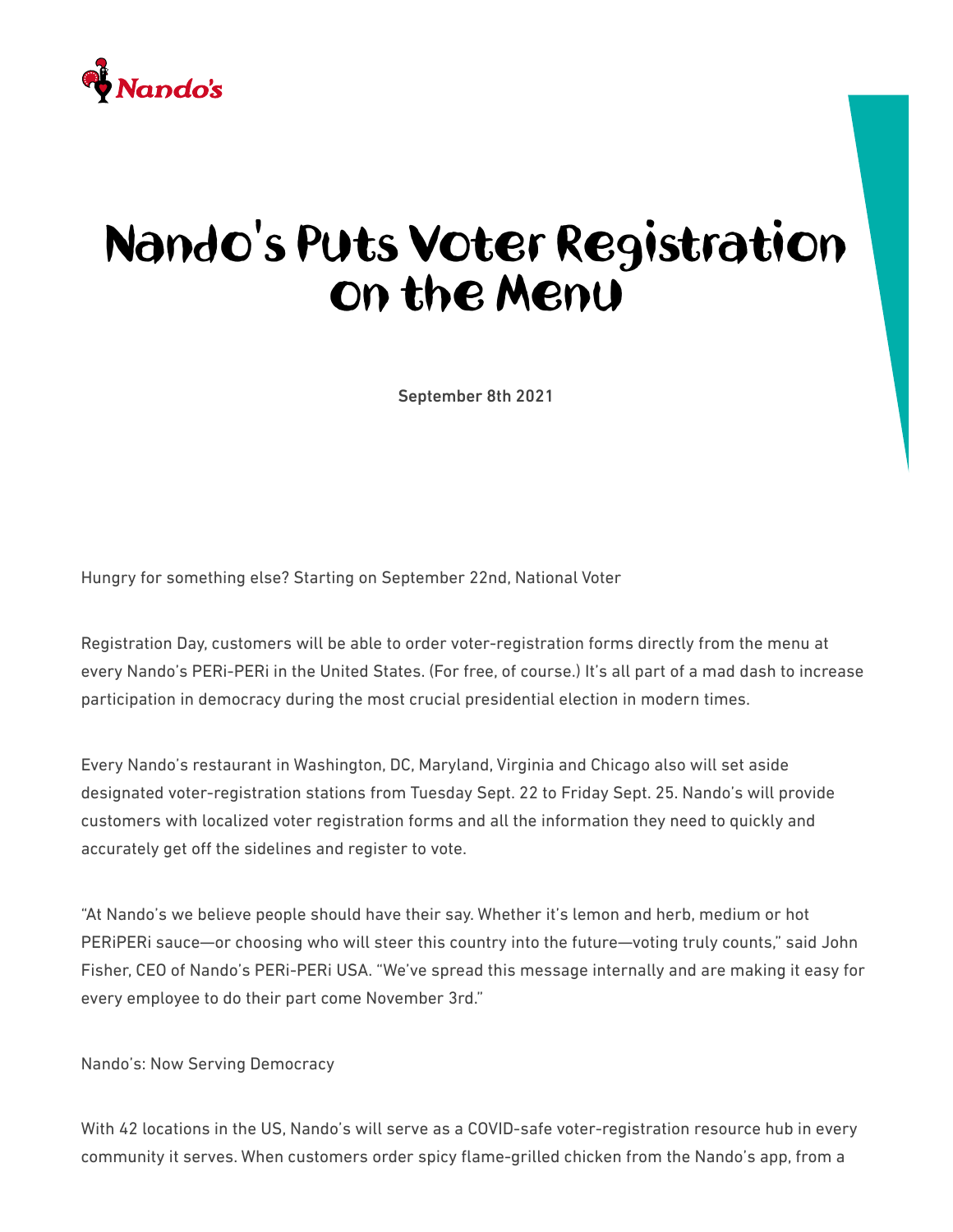# Nando's Puts Voter Registration on the Menu

September 8th 2021

Hungry for something else? Starting on September 22nd, National Voter

Registration Day, customers will be able to order voter-registration forms directly from the menu at every Nando's PERi-PERi in the United States. (For free, of course.) It's all part of a mad dash to increase participation in democracy during the most crucial presidential election in modern times.

Every Nando's restaurant in Washington, DC, Maryland, Virginia and Chicago also will set aside designated voter-registration stations from Tuesday Sept. 22 to Friday Sept. 25. Nando's will provide customers with localized voter registration forms and all the information they need to quickly and accurately get off the sidelines and register to vote.

"At Nando's we believe people should have their say. Whether it's lemon and herb, medium or hot PERiPERi sauce—or choosing who will steer this country into the future—voting truly counts," said John Fisher, CEO of Nando's PERi-PERi USA. "We've spread this message internally and are making it easy for every employee to do their part come November 3rd."

Nando's: Now Serving Democracy

With 42 locations in the US, Nando's will serve as a COVID-safe voter-registration resource hub in every community it serves. When customers order spicy flame-grilled chicken from the Nando's app, from a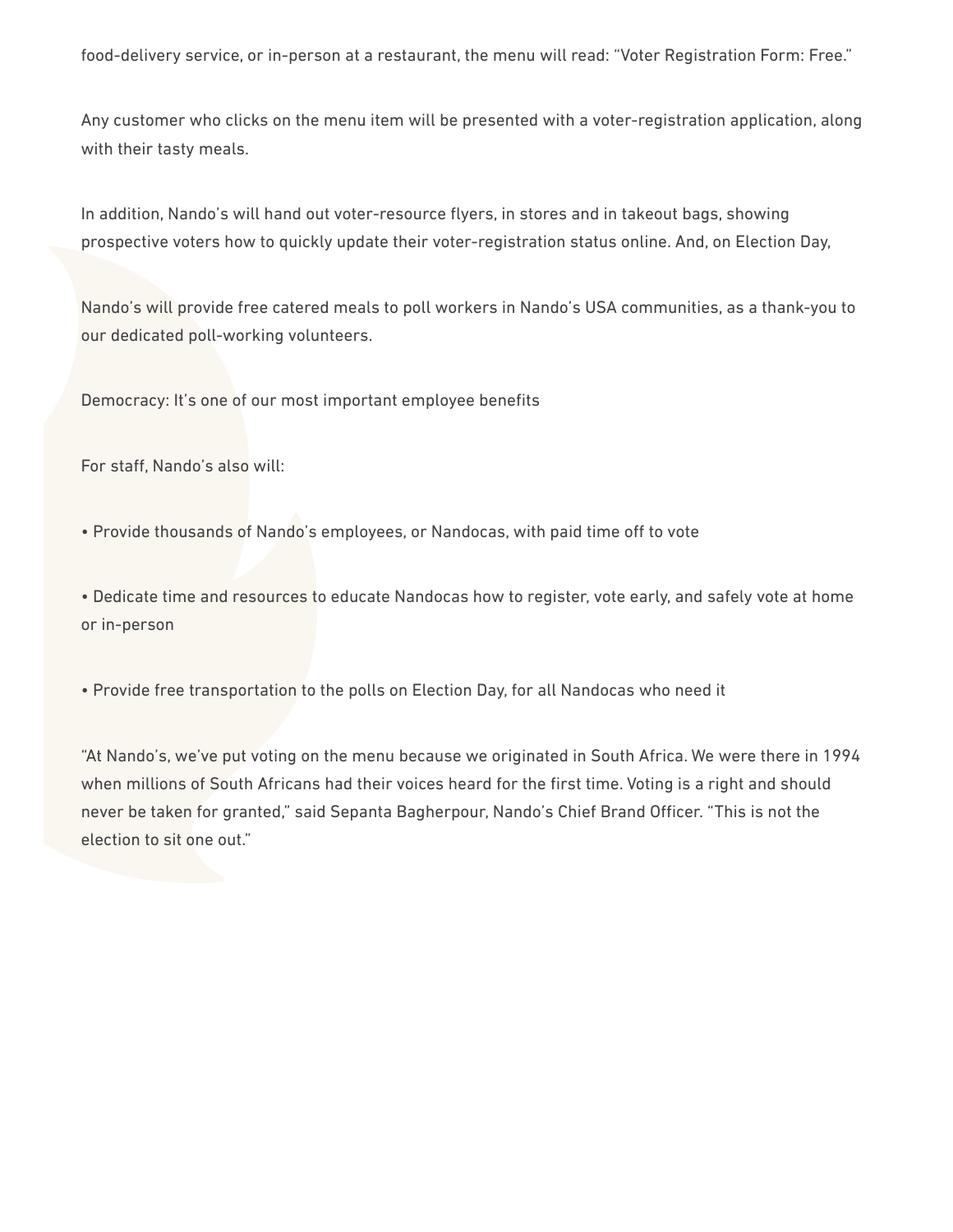food-delivery service, or in-person at a restaurant, the menu will read: "Voter Registration Form: Free."

Any customer who clicks on the menu item will be presented with a voter-registration application, along with their tasty meals.

In addition, Nando's will hand out voter-resource flyers, in stores and in takeout bags, showing prospective voters how to quickly update their voter-registration status online. And, on Election Day,

Nando's will provide free catered meals to poll workers in Nando's USA communities, as a thank-you to our dedicated poll-working volunteers.

Democracy: It's one of our most important employee benefits

For staff, Nando's also will:

• Provide thousands of Nando's employees, or Nandocas, with paid time off to vote

• Dedicate time and resources to educate Nandocas how to register, vote early, and safely vote at home or in-person

• Provide free transportation to the polls on Election Day, for all Nandocas who need it

"At Nando's, we've put voting on the menu because we originated in South Africa. We were there in 1994 when millions of South Africans had their voices heard for the first time. Voting is a right and should never be taken for granted," said Sepanta Bagherpour, Nando's Chief Brand Officer. "This is not the election to sit one out."